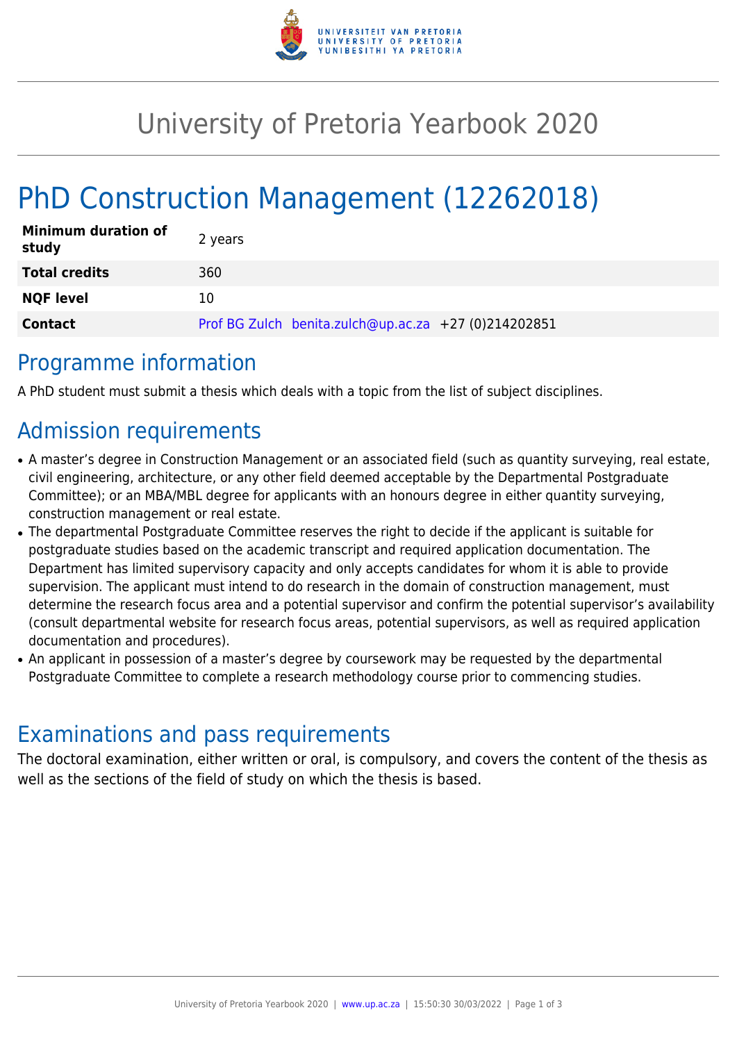# University of Pretoria Yearbook 2020

# PhD Construction Management (12262018)

| | |
|---|---|
| **Minimum duration of study** | 2 years |
| **Total credits** | 360 |
| **NQF level** | 10 |
| **Contact** | Prof BG Zulch benita.zulch@up.ac.za +27 (0)214202851 |

## Programme information

A PhD student must submit a thesis which deals with a topic from the list of subject disciplines.

## Admission requirements

- A master's degree in Construction Management or an associated field (such as quantity surveying, real estate, civil engineering, architecture, or any other field deemed acceptable by the Departmental Postgraduate Committee); or an MBA/MBL degree for applicants with an honours degree in either quantity surveying, construction management or real estate.
- The departmental Postgraduate Committee reserves the right to decide if the applicant is suitable for postgraduate studies based on the academic transcript and required application documentation. The Department has limited supervisory capacity and only accepts candidates for whom it is able to provide supervision. The applicant must intend to do research in the domain of construction management, must determine the research focus area and a potential supervisor and confirm the potential supervisor's availability (consult departmental website for research focus areas, potential supervisors, as well as required application documentation and procedures).
- An applicant in possession of a master's degree by coursework may be requested by the departmental Postgraduate Committee to complete a research methodology course prior to commencing studies.

## Examinations and pass requirements

The doctoral examination, either written or oral, is compulsory, and covers the content of the thesis as well as the sections of the field of study on which the thesis is based.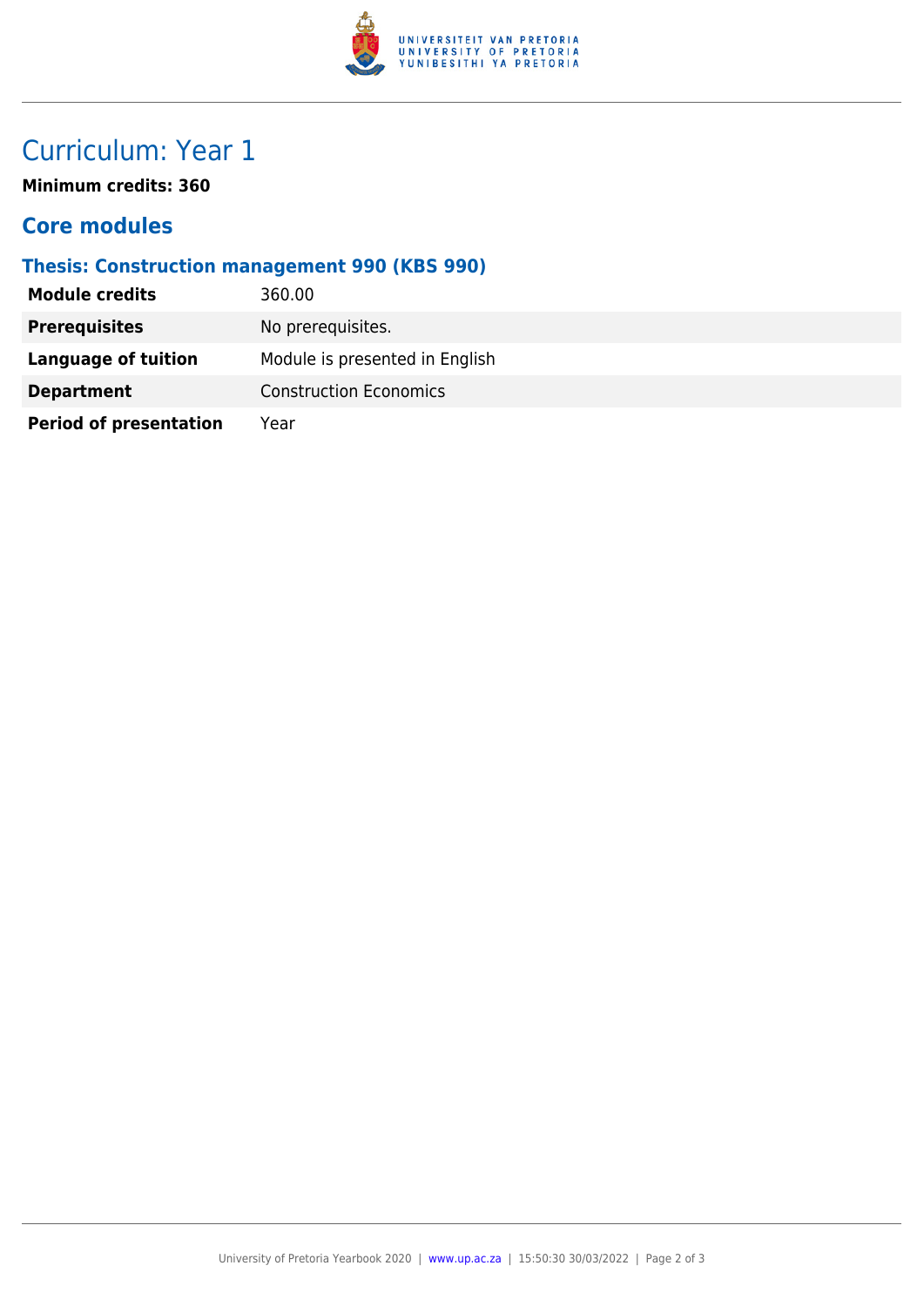# Curriculum: Year 1

**Minimum credits: 360**

## Core modules

### Thesis: Construction management 990 (KBS 990)

| | |
|---|---|
| **Module credits** | 360.00 |
| **Prerequisites** | No prerequisites. |
| **Language of tuition** | Module is presented in English |
| **Department** | Construction Economics |
| **Period of presentation** | Year |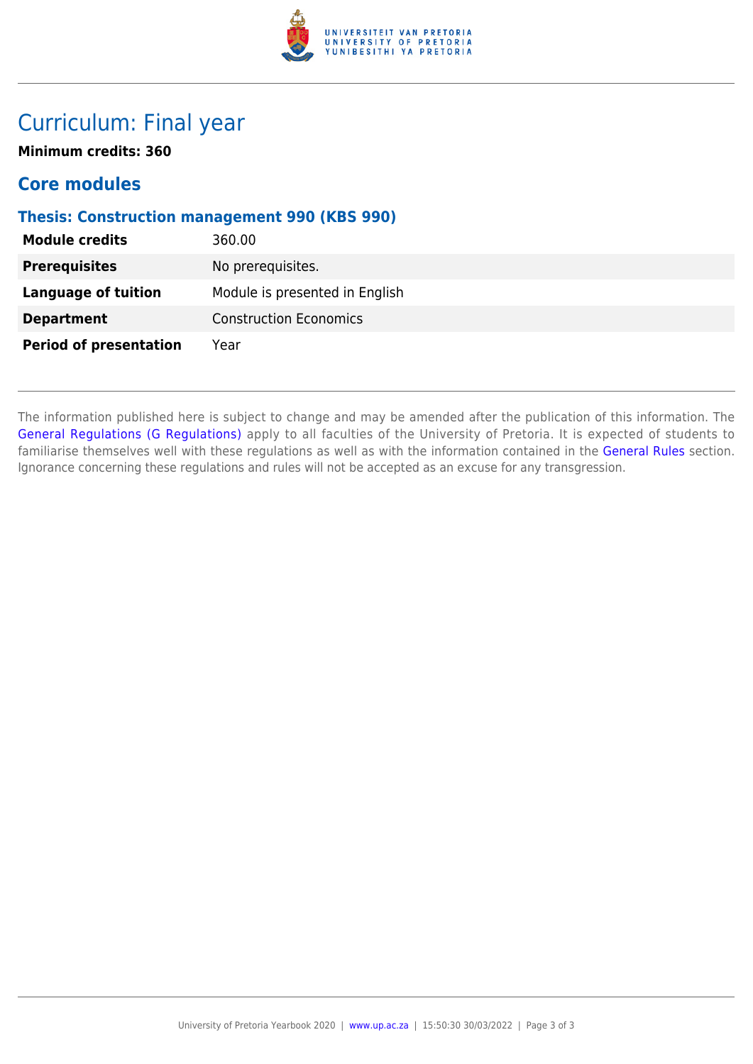# Curriculum: Final year

**Minimum credits: 360**

## Core modules

### Thesis: Construction management 990 (KBS 990)

| | |
|---|---|
| **Module credits** | 360.00 |
| **Prerequisites** | No prerequisites. |
| **Language of tuition** | Module is presented in English |
| **Department** | Construction Economics |
| **Period of presentation** | Year |

The information published here is subject to change and may be amended after the publication of this information. The General Regulations (G Regulations) apply to all faculties of the University of Pretoria. It is expected of students to familiarise themselves well with these regulations as well as with the information contained in the General Rules section. Ignorance concerning these regulations and rules will not be accepted as an excuse for any transgression.